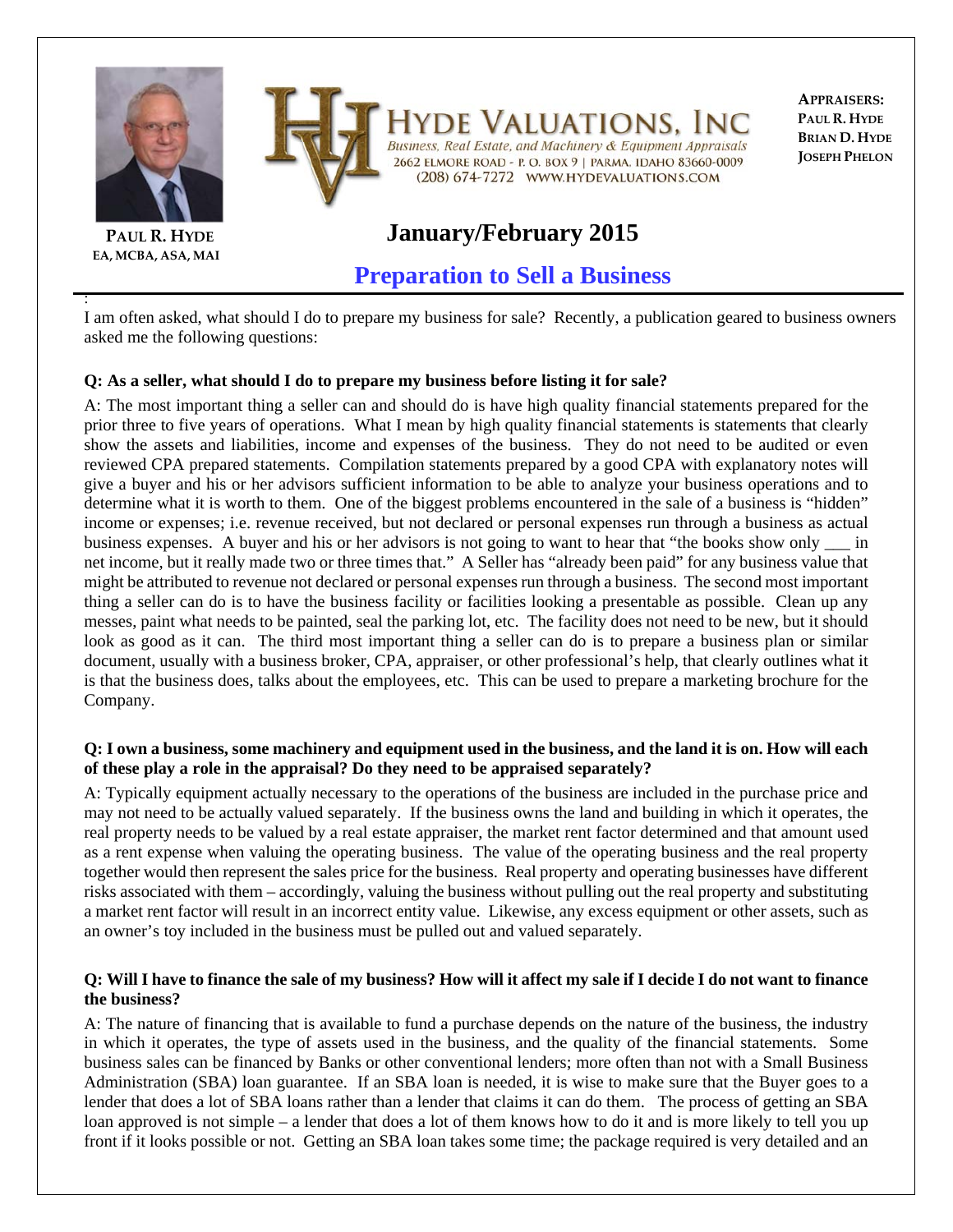**PAUL R. HYDE**
**EA, MCBA, ASA, MAI**

# HYDE VALUATIONS, INC

*Business, Real Estate, and Machinery & Equipment Appraisals*
2662 ELMORE ROAD - P. O. BOX 9 | PARMA, IDAHO 83660-0009
(208) 674-7272 WWW.HYDEVALUATIONS.COM

**APPRAISERS:**
**PAUL R. HYDE**
**BRIAN D. HYDE**
**JOSEPH PHELON**

## January/February 2015

## Preparation to Sell a Business

I am often asked, what should I do to prepare my business for sale? Recently, a publication geared to business owners asked me the following questions:

**Q: As a seller, what should I do to prepare my business before listing it for sale?**

A: The most important thing a seller can and should do is have high quality financial statements prepared for the prior three to five years of operations. What I mean by high quality financial statements is statements that clearly show the assets and liabilities, income and expenses of the business. They do not need to be audited or even reviewed CPA prepared statements. Compilation statements prepared by a good CPA with explanatory notes will give a buyer and his or her advisors sufficient information to be able to analyze your business operations and to determine what it is worth to them. One of the biggest problems encountered in the sale of a business is "hidden" income or expenses; i.e. revenue received, but not declared or personal expenses run through a business as actual business expenses. A buyer and his or her advisors is not going to want to hear that "the books show only ___ in net income, but it really made two or three times that." A Seller has "already been paid" for any business value that might be attributed to revenue not declared or personal expenses run through a business. The second most important thing a seller can do is to have the business facility or facilities looking a presentable as possible. Clean up any messes, paint what needs to be painted, seal the parking lot, etc. The facility does not need to be new, but it should look as good as it can. The third most important thing a seller can do is to prepare a business plan or similar document, usually with a business broker, CPA, appraiser, or other professional's help, that clearly outlines what it is that the business does, talks about the employees, etc. This can be used to prepare a marketing brochure for the Company.

**Q: I own a business, some machinery and equipment used in the business, and the land it is on. How will each of these play a role in the appraisal? Do they need to be appraised separately?**

A: Typically equipment actually necessary to the operations of the business are included in the purchase price and may not need to be actually valued separately. If the business owns the land and building in which it operates, the real property needs to be valued by a real estate appraiser, the market rent factor determined and that amount used as a rent expense when valuing the operating business. The value of the operating business and the real property together would then represent the sales price for the business. Real property and operating businesses have different risks associated with them – accordingly, valuing the business without pulling out the real property and substituting a market rent factor will result in an incorrect entity value. Likewise, any excess equipment or other assets, such as an owner's toy included in the business must be pulled out and valued separately.

**Q: Will I have to finance the sale of my business? How will it affect my sale if I decide I do not want to finance the business?**

A: The nature of financing that is available to fund a purchase depends on the nature of the business, the industry in which it operates, the type of assets used in the business, and the quality of the financial statements. Some business sales can be financed by Banks or other conventional lenders; more often than not with a Small Business Administration (SBA) loan guarantee. If an SBA loan is needed, it is wise to make sure that the Buyer goes to a lender that does a lot of SBA loans rather than a lender that claims it can do them. The process of getting an SBA loan approved is not simple – a lender that does a lot of them knows how to do it and is more likely to tell you up front if it looks possible or not. Getting an SBA loan takes some time; the package required is very detailed and an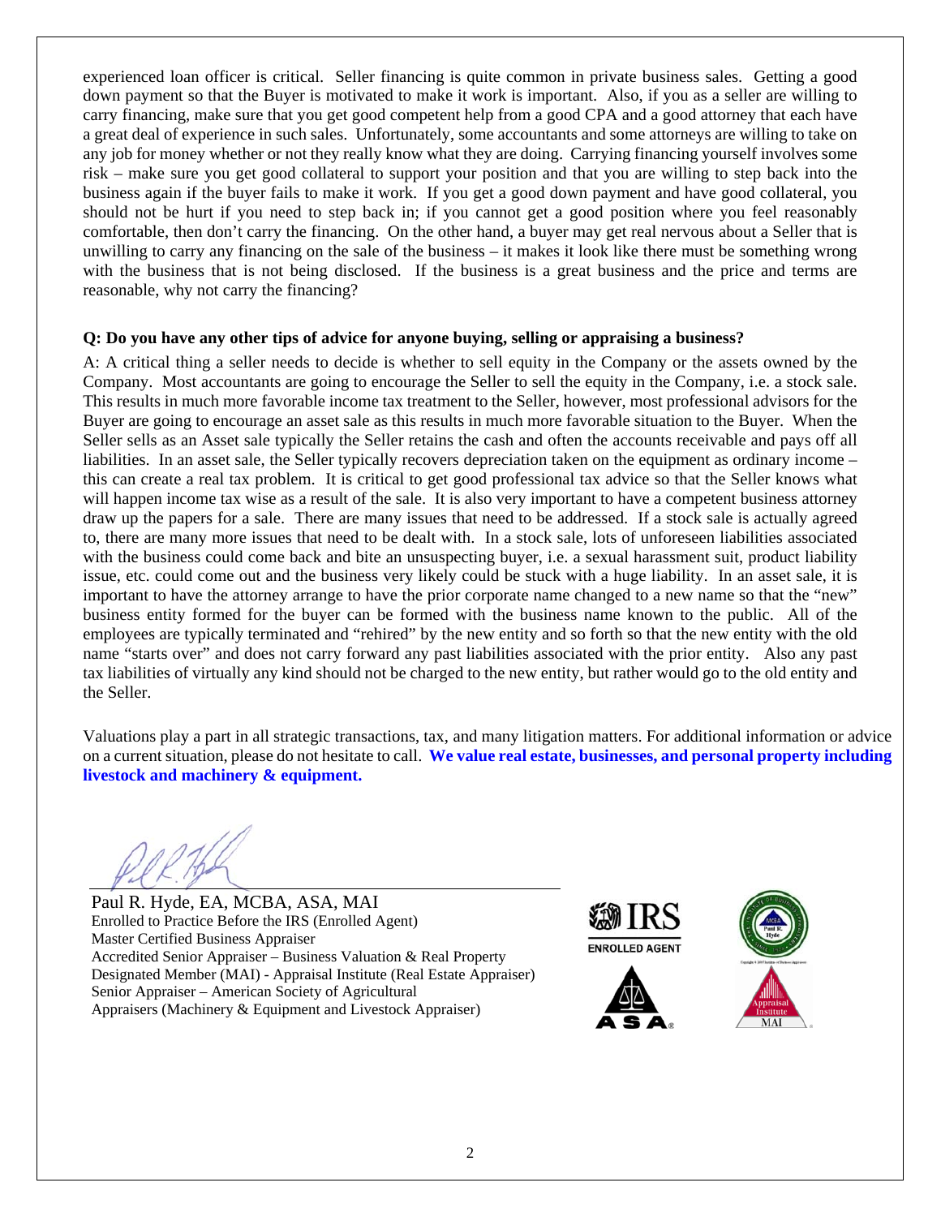experienced loan officer is critical. Seller financing is quite common in private business sales. Getting a good down payment so that the Buyer is motivated to make it work is important. Also, if you as a seller are willing to carry financing, make sure that you get good competent help from a good CPA and a good attorney that each have a great deal of experience in such sales. Unfortunately, some accountants and some attorneys are willing to take on any job for money whether or not they really know what they are doing. Carrying financing yourself involves some risk – make sure you get good collateral to support your position and that you are willing to step back into the business again if the buyer fails to make it work. If you get a good down payment and have good collateral, you should not be hurt if you need to step back in; if you cannot get a good position where you feel reasonably comfortable, then don't carry the financing. On the other hand, a buyer may get real nervous about a Seller that is unwilling to carry any financing on the sale of the business – it makes it look like there must be something wrong with the business that is not being disclosed. If the business is a great business and the price and terms are reasonable, why not carry the financing?

**Q: Do you have any other tips of advice for anyone buying, selling or appraising a business?**

A: A critical thing a seller needs to decide is whether to sell equity in the Company or the assets owned by the Company. Most accountants are going to encourage the Seller to sell the equity in the Company, i.e. a stock sale. This results in much more favorable income tax treatment to the Seller, however, most professional advisors for the Buyer are going to encourage an asset sale as this results in much more favorable situation to the Buyer. When the Seller sells as an Asset sale typically the Seller retains the cash and often the accounts receivable and pays off all liabilities. In an asset sale, the Seller typically recovers depreciation taken on the equipment as ordinary income – this can create a real tax problem. It is critical to get good professional tax advice so that the Seller knows what will happen income tax wise as a result of the sale. It is also very important to have a competent business attorney draw up the papers for a sale. There are many issues that need to be addressed. If a stock sale is actually agreed to, there are many more issues that need to be dealt with. In a stock sale, lots of unforeseen liabilities associated with the business could come back and bite an unsuspecting buyer, i.e. a sexual harassment suit, product liability issue, etc. could come out and the business very likely could be stuck with a huge liability. In an asset sale, it is important to have the attorney arrange to have the prior corporate name changed to a new name so that the "new" business entity formed for the buyer can be formed with the business name known to the public. All of the employees are typically terminated and "rehired" by the new entity and so forth so that the new entity with the old name "starts over" and does not carry forward any past liabilities associated with the prior entity. Also any past tax liabilities of virtually any kind should not be charged to the new entity, but rather would go to the old entity and the Seller.

Valuations play a part in all strategic transactions, tax, and many litigation matters. For additional information or advice on a current situation, please do not hesitate to call. **We value real estate, businesses, and personal property including livestock and machinery & equipment.**

Paul R. Hyde, EA, MCBA, ASA, MAI
Enrolled to Practice Before the IRS (Enrolled Agent)
Master Certified Business Appraiser
Accredited Senior Appraiser – Business Valuation & Real Property
Designated Member (MAI) - Appraisal Institute (Real Estate Appraiser)
Senior Appraiser – American Society of Agricultural
Appraisers (Machinery & Equipment and Livestock Appraiser)